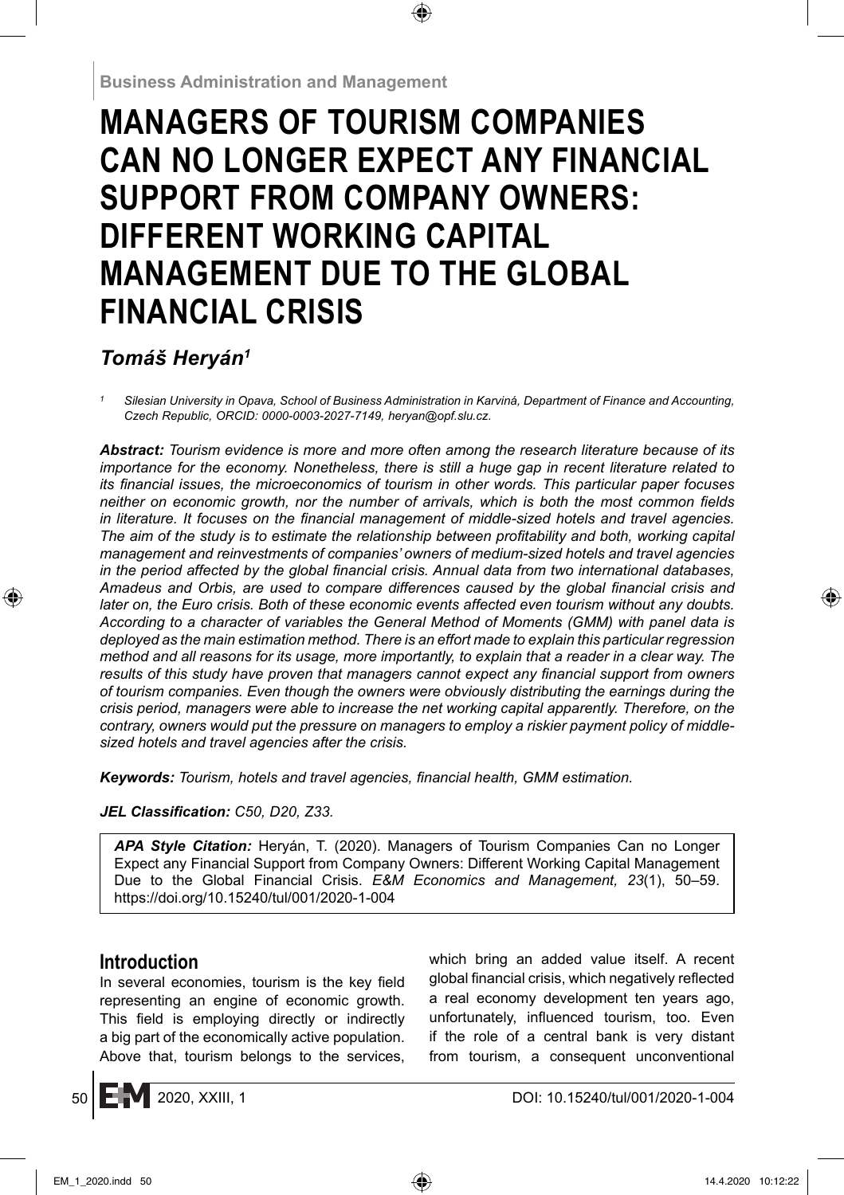Business Administration and Management

# MANAGERS OF TOURISM COMPANIES CAN NO LONGER EXPECT ANY FINANCIAL SUPPORT FROM COMPANY OWNERS: DIFFERENT WORKING CAPITAL MANAGEMENT DUE TO THE GLOBAL FINANCIAL CRISIS

## *Tomáš Heryán[1]*

[1] *Silesian University in Opava, School of Business Administration in Karviná, Department of Finance and Accounting, Czech Republic, ORCID: 0000-0003-2027-7149, heryan@opf.slu.cz.*

***Abstract:*** *Tourism evidence is more and more often among the research literature because of its importance for the economy. Nonetheless, there is still a huge gap in recent literature related to its financial issues, the microeconomics of tourism in other words. This particular paper focuses neither on economic growth, nor the number of arrivals, which is both the most common fields in literature. It focuses on the financial management of middle-sized hotels and travel agencies. The aim of the study is to estimate the relationship between profitability and both, working capital management and reinvestments of companies' owners of medium-sized hotels and travel agencies in the period affected by the global financial crisis. Annual data from two international databases, Amadeus and Orbis, are used to compare differences caused by the global financial crisis and later on, the Euro crisis. Both of these economic events affected even tourism without any doubts. According to a character of variables the General Method of Moments (GMM) with panel data is deployed as the main estimation method. There is an effort made to explain this particular regression method and all reasons for its usage, more importantly, to explain that a reader in a clear way. The results of this study have proven that managers cannot expect any financial support from owners of tourism companies. Even though the owners were obviously distributing the earnings during the crisis period, managers were able to increase the net working capital apparently. Therefore, on the contrary, owners would put the pressure on managers to employ a riskier payment policy of middle-sized hotels and travel agencies after the crisis.*

***Keywords:*** *Tourism, hotels and travel agencies, financial health, GMM estimation.*

***JEL Classification:*** *C50, D20, Z33.*

***APA Style Citation:*** Heryán, T. (2020). Managers of Tourism Companies Can no Longer Expect any Financial Support from Company Owners: Different Working Capital Management Due to the Global Financial Crisis. *E&M Economics and Management, 23*(1), 50–59. https://doi.org/10.15240/tul/001/2020-1-004

## Introduction

In several economies, tourism is the key field representing an engine of economic growth. This field is employing directly or indirectly a big part of the economically active population. Above that, tourism belongs to the services, which bring an added value itself. A recent global financial crisis, which negatively reflected a real economy development ten years ago, unfortunately, influenced tourism, too. Even if the role of a central bank is very distant from tourism, a consequent unconventional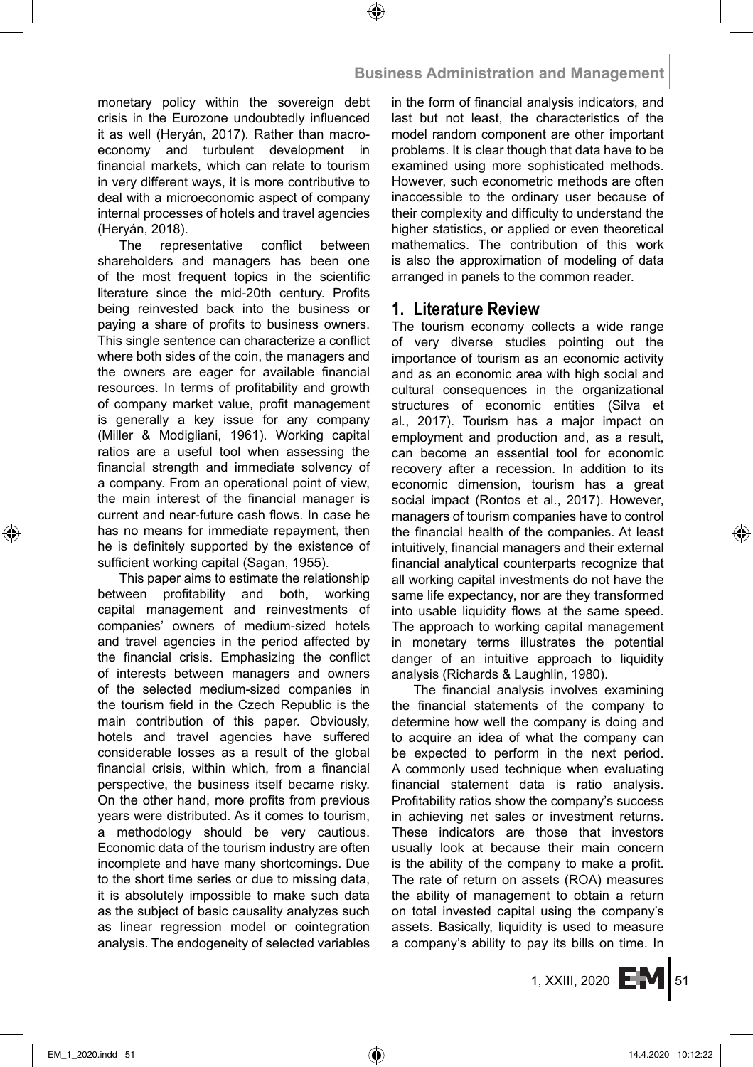monetary policy within the sovereign debt crisis in the Eurozone undoubtedly influenced it as well (Heryán, 2017). Rather than macroeconomy and turbulent development in financial markets, which can relate to tourism in very different ways, it is more contributive to deal with a microeconomic aspect of company internal processes of hotels and travel agencies (Heryán, 2018).

The representative conflict between shareholders and managers has been one of the most frequent topics in the scientific literature since the mid-20th century. Profits being reinvested back into the business or paying a share of profits to business owners. This single sentence can characterize a conflict where both sides of the coin, the managers and the owners are eager for available financial resources. In terms of profitability and growth of company market value, profit management is generally a key issue for any company (Miller & Modigliani, 1961). Working capital ratios are a useful tool when assessing the financial strength and immediate solvency of a company. From an operational point of view, the main interest of the financial manager is current and near-future cash flows. In case he has no means for immediate repayment, then he is definitely supported by the existence of sufficient working capital (Sagan, 1955).

This paper aims to estimate the relationship between profitability and both, working capital management and reinvestments of companies' owners of medium-sized hotels and travel agencies in the period affected by the financial crisis. Emphasizing the conflict of interests between managers and owners of the selected medium-sized companies in the tourism field in the Czech Republic is the main contribution of this paper. Obviously, hotels and travel agencies have suffered considerable losses as a result of the global financial crisis, within which, from a financial perspective, the business itself became risky. On the other hand, more profits from previous years were distributed. As it comes to tourism, a methodology should be very cautious. Economic data of the tourism industry are often incomplete and have many shortcomings. Due to the short time series or due to missing data, it is absolutely impossible to make such data as the subject of basic causality analyzes such as linear regression model or cointegration analysis. The endogeneity of selected variables in the form of financial analysis indicators, and last but not least, the characteristics of the model random component are other important problems. It is clear though that data have to be examined using more sophisticated methods. However, such econometric methods are often inaccessible to the ordinary user because of their complexity and difficulty to understand the higher statistics, or applied or even theoretical mathematics. The contribution of this work is also the approximation of modeling of data arranged in panels to the common reader.

## 1. Literature Review

The tourism economy collects a wide range of very diverse studies pointing out the importance of tourism as an economic activity and as an economic area with high social and cultural consequences in the organizational structures of economic entities (Silva et al., 2017). Tourism has a major impact on employment and production and, as a result, can become an essential tool for economic recovery after a recession. In addition to its economic dimension, tourism has a great social impact (Rontos et al., 2017). However, managers of tourism companies have to control the financial health of the companies. At least intuitively, financial managers and their external financial analytical counterparts recognize that all working capital investments do not have the same life expectancy, nor are they transformed into usable liquidity flows at the same speed. The approach to working capital management in monetary terms illustrates the potential danger of an intuitive approach to liquidity analysis (Richards & Laughlin, 1980).

The financial analysis involves examining the financial statements of the company to determine how well the company is doing and to acquire an idea of what the company can be expected to perform in the next period. A commonly used technique when evaluating financial statement data is ratio analysis. Profitability ratios show the company's success in achieving net sales or investment returns. These indicators are those that investors usually look at because their main concern is the ability of the company to make a profit. The rate of return on assets (ROA) measures the ability of management to obtain a return on total invested capital using the company's assets. Basically, liquidity is used to measure a company's ability to pay its bills on time. In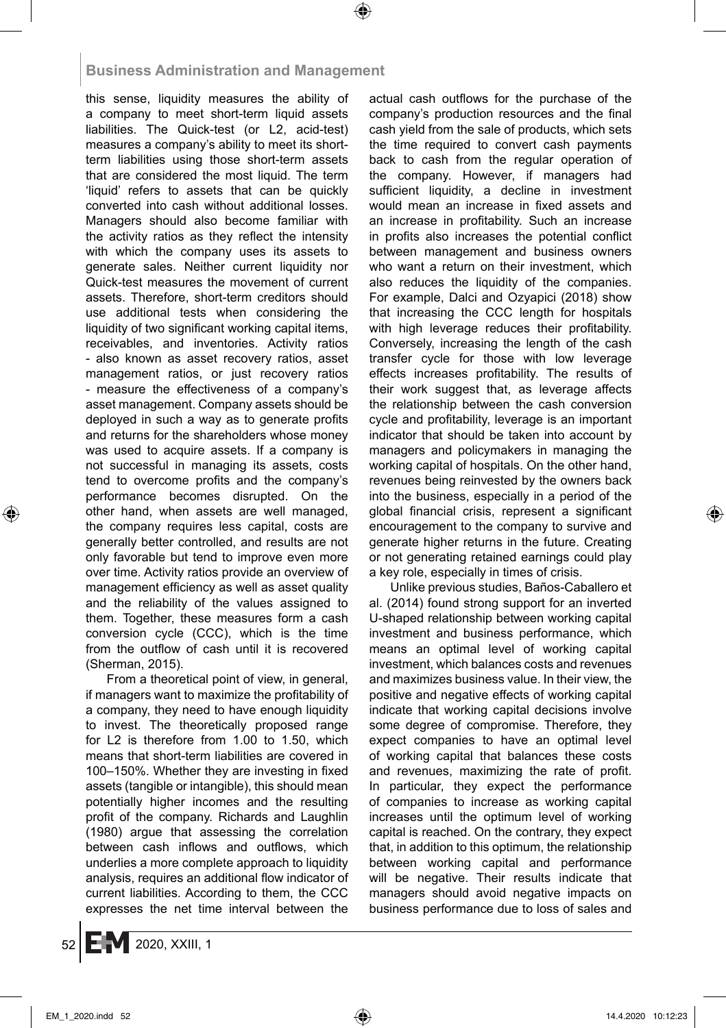this sense, liquidity measures the ability of a company to meet short-term liquid assets liabilities. The Quick-test (or L2, acid-test) measures a company's ability to meet its short-term liabilities using those short-term assets that are considered the most liquid. The term 'liquid' refers to assets that can be quickly converted into cash without additional losses. Managers should also become familiar with the activity ratios as they reflect the intensity with which the company uses its assets to generate sales. Neither current liquidity nor Quick-test measures the movement of current assets. Therefore, short-term creditors should use additional tests when considering the liquidity of two significant working capital items, receivables, and inventories. Activity ratios - also known as asset recovery ratios, asset management ratios, or just recovery ratios - measure the effectiveness of a company's asset management. Company assets should be deployed in such a way as to generate profits and returns for the shareholders whose money was used to acquire assets. If a company is not successful in managing its assets, costs tend to overcome profits and the company's performance becomes disrupted. On the other hand, when assets are well managed, the company requires less capital, costs are generally better controlled, and results are not only favorable but tend to improve even more over time. Activity ratios provide an overview of management efficiency as well as asset quality and the reliability of the values assigned to them. Together, these measures form a cash conversion cycle (CCC), which is the time from the outflow of cash until it is recovered (Sherman, 2015).

From a theoretical point of view, in general, if managers want to maximize the profitability of a company, they need to have enough liquidity to invest. The theoretically proposed range for L2 is therefore from 1.00 to 1.50, which means that short-term liabilities are covered in 100–150%. Whether they are investing in fixed assets (tangible or intangible), this should mean potentially higher incomes and the resulting profit of the company. Richards and Laughlin (1980) argue that assessing the correlation between cash inflows and outflows, which underlies a more complete approach to liquidity analysis, requires an additional flow indicator of current liabilities. According to them, the CCC expresses the net time interval between the actual cash outflows for the purchase of the company's production resources and the final cash yield from the sale of products, which sets the time required to convert cash payments back to cash from the regular operation of the company. However, if managers had sufficient liquidity, a decline in investment would mean an increase in fixed assets and an increase in profitability. Such an increase in profits also increases the potential conflict between management and business owners who want a return on their investment, which also reduces the liquidity of the companies. For example, Dalci and Ozyapici (2018) show that increasing the CCC length for hospitals with high leverage reduces their profitability. Conversely, increasing the length of the cash transfer cycle for those with low leverage effects increases profitability. The results of their work suggest that, as leverage affects the relationship between the cash conversion cycle and profitability, leverage is an important indicator that should be taken into account by managers and policymakers in managing the working capital of hospitals. On the other hand, revenues being reinvested by the owners back into the business, especially in a period of the global financial crisis, represent a significant encouragement to the company to survive and generate higher returns in the future. Creating or not generating retained earnings could play a key role, especially in times of crisis.

Unlike previous studies, Baños-Caballero et al. (2014) found strong support for an inverted U-shaped relationship between working capital investment and business performance, which means an optimal level of working capital investment, which balances costs and revenues and maximizes business value. In their view, the positive and negative effects of working capital indicate that working capital decisions involve some degree of compromise. Therefore, they expect companies to have an optimal level of working capital that balances these costs and revenues, maximizing the rate of profit. In particular, they expect the performance of companies to increase as working capital increases until the optimum level of working capital is reached. On the contrary, they expect that, in addition to this optimum, the relationship between working capital and performance will be negative. Their results indicate that managers should avoid negative impacts on business performance due to loss of sales and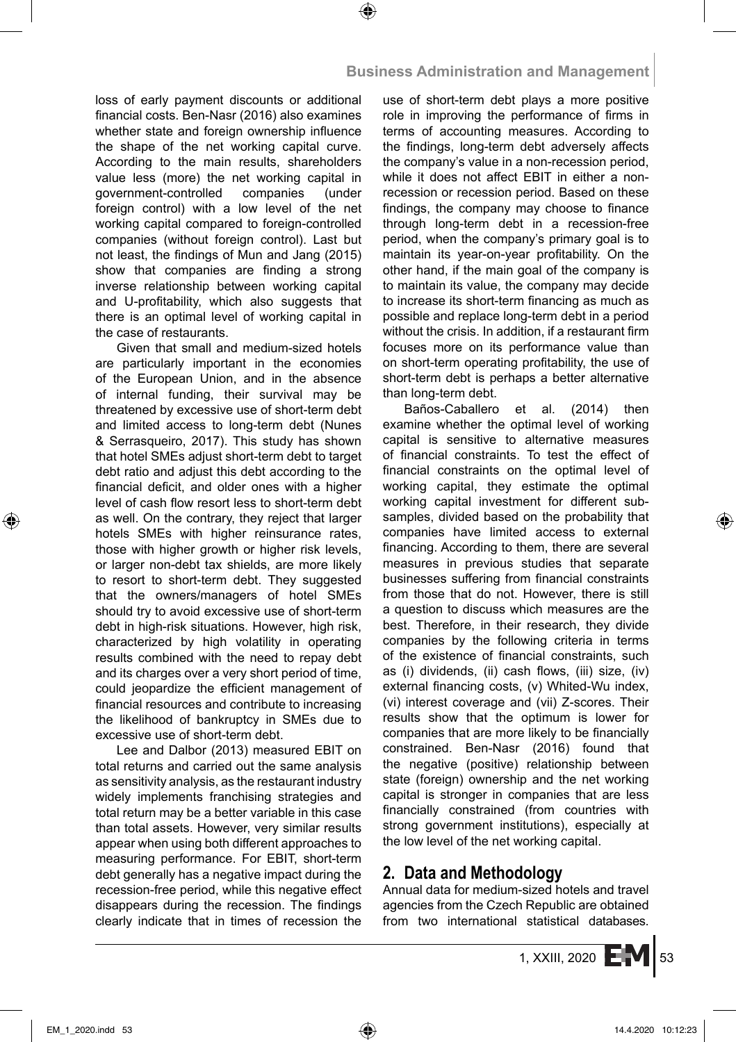loss of early payment discounts or additional financial costs. Ben-Nasr (2016) also examines whether state and foreign ownership influence the shape of the net working capital curve. According to the main results, shareholders value less (more) the net working capital in government-controlled companies (under foreign control) with a low level of the net working capital compared to foreign-controlled companies (without foreign control). Last but not least, the findings of Mun and Jang (2015) show that companies are finding a strong inverse relationship between working capital and U-profitability, which also suggests that there is an optimal level of working capital in the case of restaurants.

Given that small and medium-sized hotels are particularly important in the economies of the European Union, and in the absence of internal funding, their survival may be threatened by excessive use of short-term debt and limited access to long-term debt (Nunes & Serrasqueiro, 2017). This study has shown that hotel SMEs adjust short-term debt to target debt ratio and adjust this debt according to the financial deficit, and older ones with a higher level of cash flow resort less to short-term debt as well. On the contrary, they reject that larger hotels SMEs with higher reinsurance rates, those with higher growth or higher risk levels, or larger non-debt tax shields, are more likely to resort to short-term debt. They suggested that the owners/managers of hotel SMEs should try to avoid excessive use of short-term debt in high-risk situations. However, high risk, characterized by high volatility in operating results combined with the need to repay debt and its charges over a very short period of time, could jeopardize the efficient management of financial resources and contribute to increasing the likelihood of bankruptcy in SMEs due to excessive use of short-term debt.

Lee and Dalbor (2013) measured EBIT on total returns and carried out the same analysis as sensitivity analysis, as the restaurant industry widely implements franchising strategies and total return may be a better variable in this case than total assets. However, very similar results appear when using both different approaches to measuring performance. For EBIT, short-term debt generally has a negative impact during the recession-free period, while this negative effect disappears during the recession. The findings clearly indicate that in times of recession the use of short-term debt plays a more positive role in improving the performance of firms in terms of accounting measures. According to the findings, long-term debt adversely affects the company's value in a non-recession period, while it does not affect EBIT in either a non-recession or recession period. Based on these findings, the company may choose to finance through long-term debt in a recession-free period, when the company's primary goal is to maintain its year-on-year profitability. On the other hand, if the main goal of the company is to maintain its value, the company may decide to increase its short-term financing as much as possible and replace long-term debt in a period without the crisis. In addition, if a restaurant firm focuses more on its performance value than on short-term operating profitability, the use of short-term debt is perhaps a better alternative than long-term debt.

Baños-Caballero et al. (2014) then examine whether the optimal level of working capital is sensitive to alternative measures of financial constraints. To test the effect of financial constraints on the optimal level of working capital, they estimate the optimal working capital investment for different sub-samples, divided based on the probability that companies have limited access to external financing. According to them, there are several measures in previous studies that separate businesses suffering from financial constraints from those that do not. However, there is still a question to discuss which measures are the best. Therefore, in their research, they divide companies by the following criteria in terms of the existence of financial constraints, such as (i) dividends, (ii) cash flows, (iii) size, (iv) external financing costs, (v) Whited-Wu index, (vi) interest coverage and (vii) Z-scores. Their results show that the optimum is lower for companies that are more likely to be financially constrained. Ben-Nasr (2016) found that the negative (positive) relationship between state (foreign) ownership and the net working capital is stronger in companies that are less financially constrained (from countries with strong government institutions), especially at the low level of the net working capital.

## 2. Data and Methodology

Annual data for medium-sized hotels and travel agencies from the Czech Republic are obtained from two international statistical databases.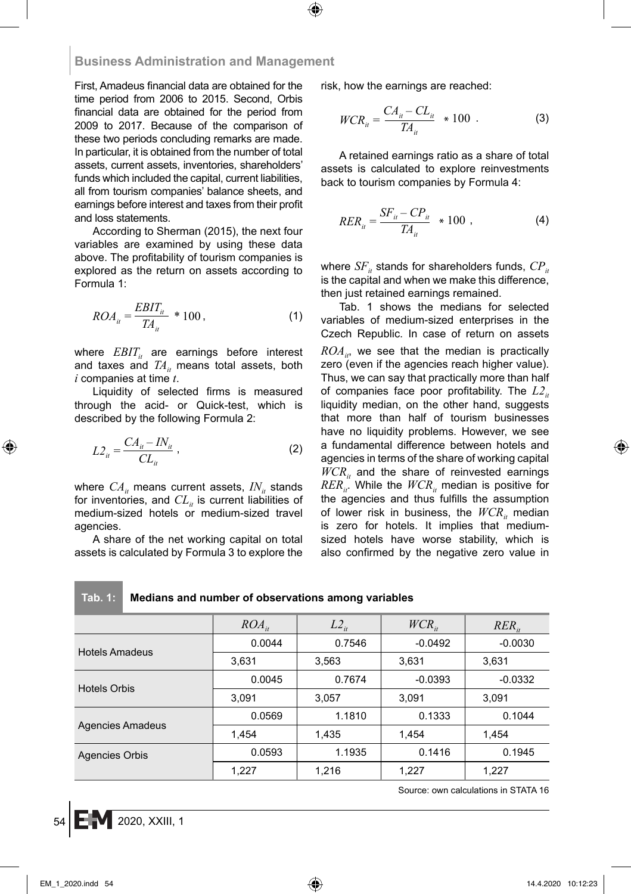First, Amadeus financial data are obtained for the time period from 2006 to 2015. Second, Orbis financial data are obtained for the period from 2009 to 2017. Because of the comparison of these two periods concluding remarks are made. In particular, it is obtained from the number of total assets, current assets, inventories, shareholders' funds which included the capital, current liabilities, all from tourism companies' balance sheets, and earnings before interest and taxes from their profit and loss statements.

According to Sherman (2015), the next four variables are examined by using these data above. The profitability of tourism companies is explored as the return on assets according to Formula 1:

$$ROA_{it} = \frac{EBIT_{it}}{TA_{it}} * 100, \tag{1}$$

where $EBIT_{it}$ are earnings before interest and taxes and $TA_{it}$ means total assets, both $i$ companies at time $t$.

Liquidity of selected firms is measured through the acid- or Quick-test, which is described by the following Formula 2:

$$L2_{it} = \frac{CA_{it} - IN_{it}}{CL_{it}}, \tag{2}$$

where $CA_{it}$ means current assets, $IN_{it}$ stands for inventories, and $CL_{it}$ is current liabilities of medium-sized hotels or medium-sized travel agencies.

A share of the net working capital on total assets is calculated by Formula 3 to explore the risk, how the earnings are reached:

$$WCR_{it} = \frac{CA_{it} - CL_{it}}{TA_{it}} * 100 . \tag{3}$$

A retained earnings ratio as a share of total assets is calculated to explore reinvestments back to tourism companies by Formula 4:

$$RER_{it} = \frac{SF_{it} - CP_{it}}{TA_{it}} * 100 , \tag{4}$$

where $SF_{it}$ stands for shareholders funds, $CP_{it}$ is the capital and when we make this difference, then just retained earnings remained.

Tab. 1 shows the medians for selected variables of medium-sized enterprises in the Czech Republic. In case of return on assets $ROA_{it}$, we see that the median is practically zero (even if the agencies reach higher value). Thus, we can say that practically more than half of companies face poor profitability. The $L2_{it}$ liquidity median, on the other hand, suggests that more than half of tourism businesses have no liquidity problems. However, we see a fundamental difference between hotels and agencies in terms of the share of working capital $WCR_{it}$ and the share of reinvested earnings $RER_{it}$. While the $WCR_{it}$ median is positive for the agencies and thus fulfills the assumption of lower risk in business, the $WCR_{it}$ median is zero for hotels. It implies that medium-sized hotels have worse stability, which is also confirmed by the negative zero value in

**Tab. 1: Medians and number of observations among variables**

| | $ROA_{it}$ | $L2_{it}$ | $WCR_{it}$ | $RER_{it}$ |
|---|---|---|---|---|
| Hotels Amadeus | 0.0044 | 0.7546 | -0.0492 | -0.0030 |
| | 3,631 | 3,563 | 3,631 | 3,631 |
| Hotels Orbis | 0.0045 | 0.7674 | -0.0393 | -0.0332 |
| | 3,091 | 3,057 | 3,091 | 3,091 |
| Agencies Amadeus | 0.0569 | 1.1810 | 0.1333 | 0.1044 |
| | 1,454 | 1,435 | 1,454 | 1,454 |
| Agencies Orbis | 0.0593 | 1.1935 | 0.1416 | 0.1945 |
| | 1,227 | 1,216 | 1,227 | 1,227 |

Source: own calculations in STATA 16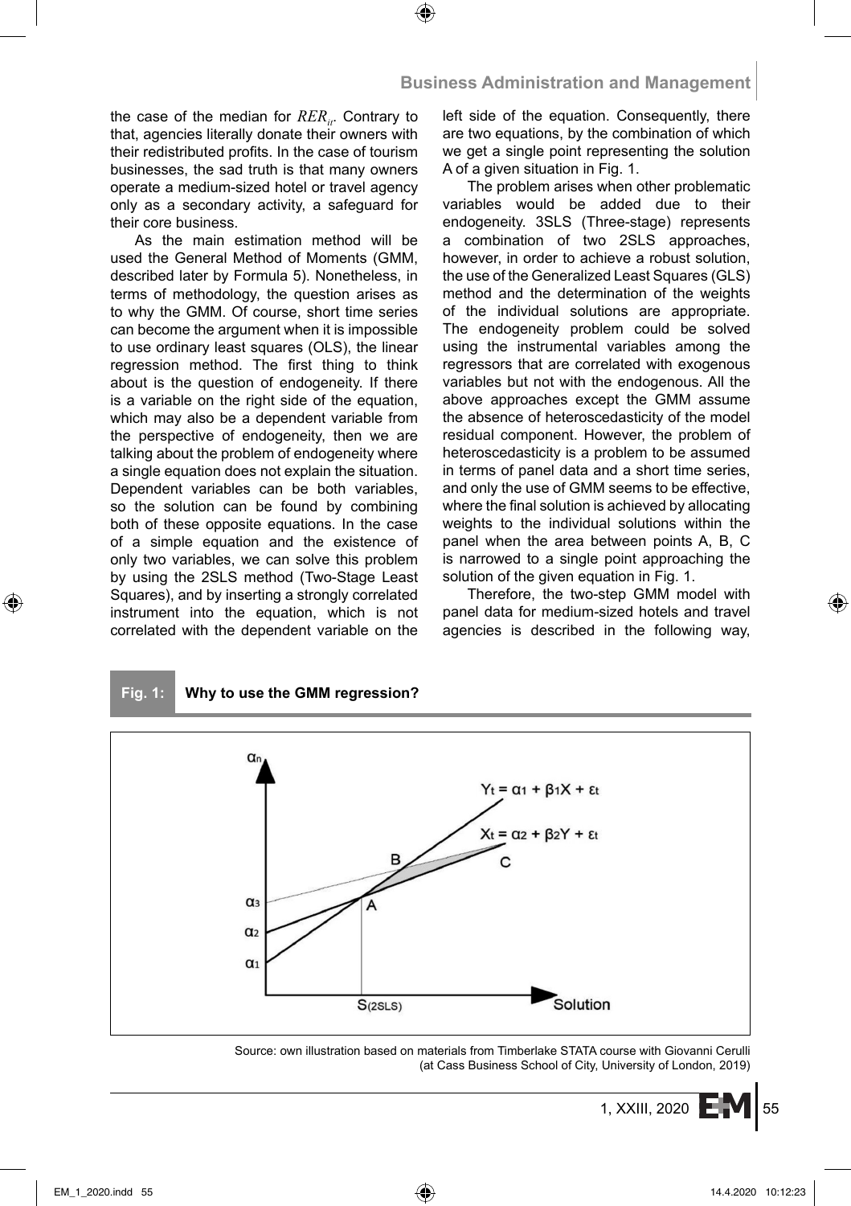the case of the median for $RER_{it}$. Contrary to that, agencies literally donate their owners with their redistributed profits. In the case of tourism businesses, the sad truth is that many owners operate a medium-sized hotel or travel agency only as a secondary activity, a safeguard for their core business.

As the main estimation method will be used the General Method of Moments (GMM, described later by Formula 5). Nonetheless, in terms of methodology, the question arises as to why the GMM. Of course, short time series can become the argument when it is impossible to use ordinary least squares (OLS), the linear regression method. The first thing to think about is the question of endogeneity. If there is a variable on the right side of the equation, which may also be a dependent variable from the perspective of endogeneity, then we are talking about the problem of endogeneity where a single equation does not explain the situation. Dependent variables can be both variables, so the solution can be found by combining both of these opposite equations. In the case of a simple equation and the existence of only two variables, we can solve this problem by using the 2SLS method (Two-Stage Least Squares), and by inserting a strongly correlated instrument into the equation, which is not correlated with the dependent variable on the left side of the equation. Consequently, there are two equations, by the combination of which we get a single point representing the solution A of a given situation in Fig. 1.

The problem arises when other problematic variables would be added due to their endogeneity. 3SLS (Three-stage) represents a combination of two 2SLS approaches, however, in order to achieve a robust solution, the use of the Generalized Least Squares (GLS) method and the determination of the weights of the individual solutions are appropriate. The endogeneity problem could be solved using the instrumental variables among the regressors that are correlated with exogenous variables but not with the endogenous. All the above approaches except the GMM assume the absence of heteroscedasticity of the model residual component. However, the problem of heteroscedasticity is a problem to be assumed in terms of panel data and a short time series, and only the use of GMM seems to be effective, where the final solution is achieved by allocating weights to the individual solutions within the panel when the area between points A, B, C is narrowed to a single point approaching the solution of the given equation in Fig. 1.

Therefore, the two-step GMM model with panel data for medium-sized hotels and travel agencies is described in the following way,

**Fig. 1: Why to use the GMM regression?**

Source: own illustration based on materials from Timberlake STATA course with Giovanni Cerulli (at Cass Business School of City, University of London, 2019)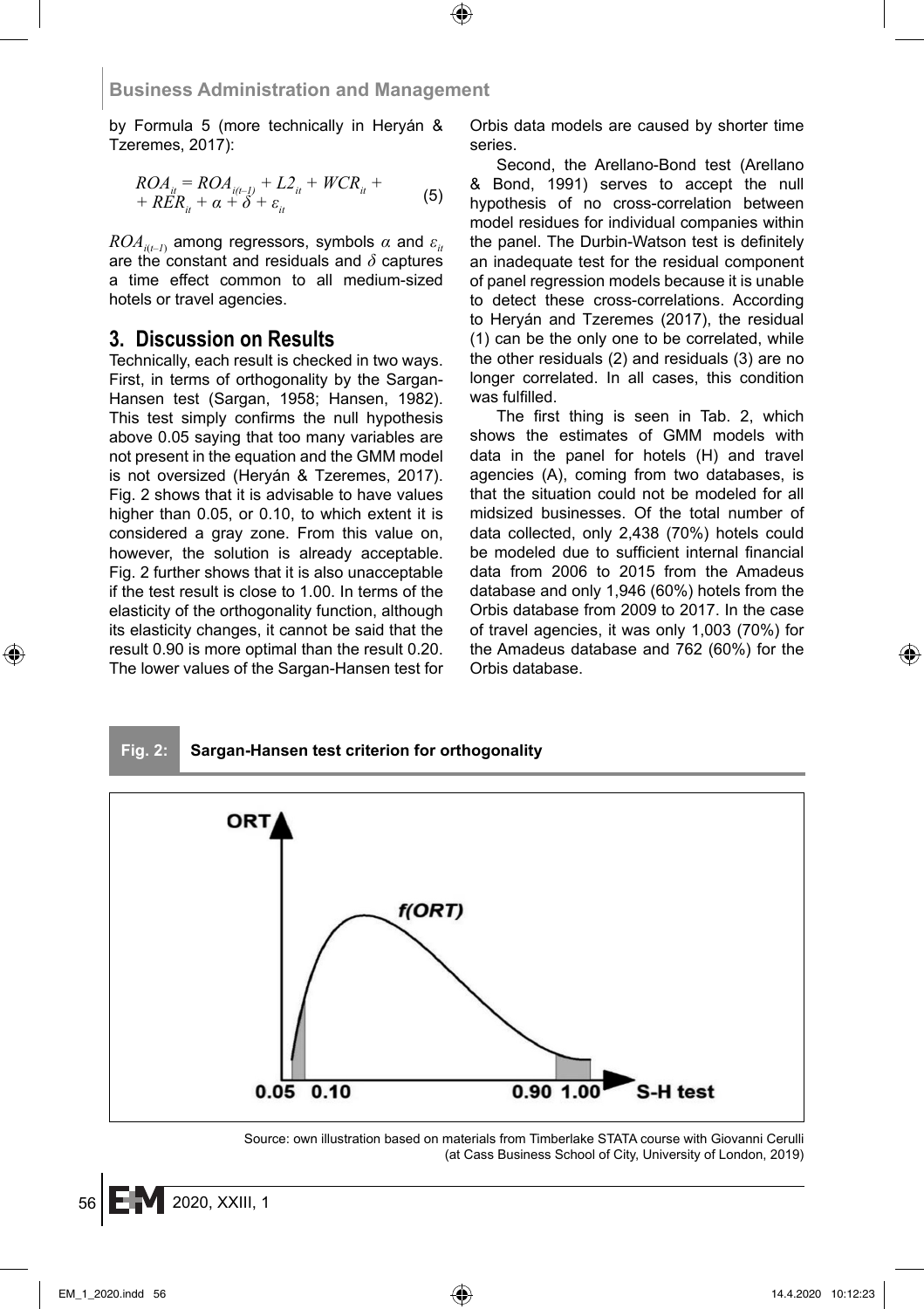by Formula 5 (more technically in Heryán & Tzeremes, 2017):

$$ROA_{it} = ROA_{i(t-1)} + L2_{it} + WCR_{it} + RER_{it} + \alpha + \delta + \varepsilon_{it} \quad (5)$$

$ROA_{i(t-1)}$ among regressors, symbols $\alpha$ and $\varepsilon_{it}$ are the constant and residuals and $\delta$ captures a time effect common to all medium-sized hotels or travel agencies.

## 3. Discussion on Results

Technically, each result is checked in two ways. First, in terms of orthogonality by the Sargan-Hansen test (Sargan, 1958; Hansen, 1982). This test simply confirms the null hypothesis above 0.05 saying that too many variables are not present in the equation and the GMM model is not oversized (Heryán & Tzeremes, 2017). Fig. 2 shows that it is advisable to have values higher than 0.05, or 0.10, to which extent it is considered a gray zone. From this value on, however, the solution is already acceptable. Fig. 2 further shows that it is also unacceptable if the test result is close to 1.00. In terms of the elasticity of the orthogonality function, although its elasticity changes, it cannot be said that the result 0.90 is more optimal than the result 0.20. The lower values of the Sargan-Hansen test for Orbis data models are caused by shorter time series.

Second, the Arellano-Bond test (Arellano & Bond, 1991) serves to accept the null hypothesis of no cross-correlation between model residues for individual companies within the panel. The Durbin-Watson test is definitely an inadequate test for the residual component of panel regression models because it is unable to detect these cross-correlations. According to Heryán and Tzeremes (2017), the residual (1) can be the only one to be correlated, while the other residuals (2) and residuals (3) are no longer correlated. In all cases, this condition was fulfilled.

The first thing is seen in Tab. 2, which shows the estimates of GMM models with data in the panel for hotels (H) and travel agencies (A), coming from two databases, is that the situation could not be modeled for all midsized businesses. Of the total number of data collected, only 2,438 (70%) hotels could be modeled due to sufficient internal financial data from 2006 to 2015 from the Amadeus database and only 1,946 (60%) hotels from the Orbis database from 2009 to 2017. In the case of travel agencies, it was only 1,003 (70%) for the Amadeus database and 762 (60%) for the Orbis database.

**Fig. 2: Sargan-Hansen test criterion for orthogonality**

Source: own illustration based on materials from Timberlake STATA course with Giovanni Cerulli (at Cass Business School of City, University of London, 2019)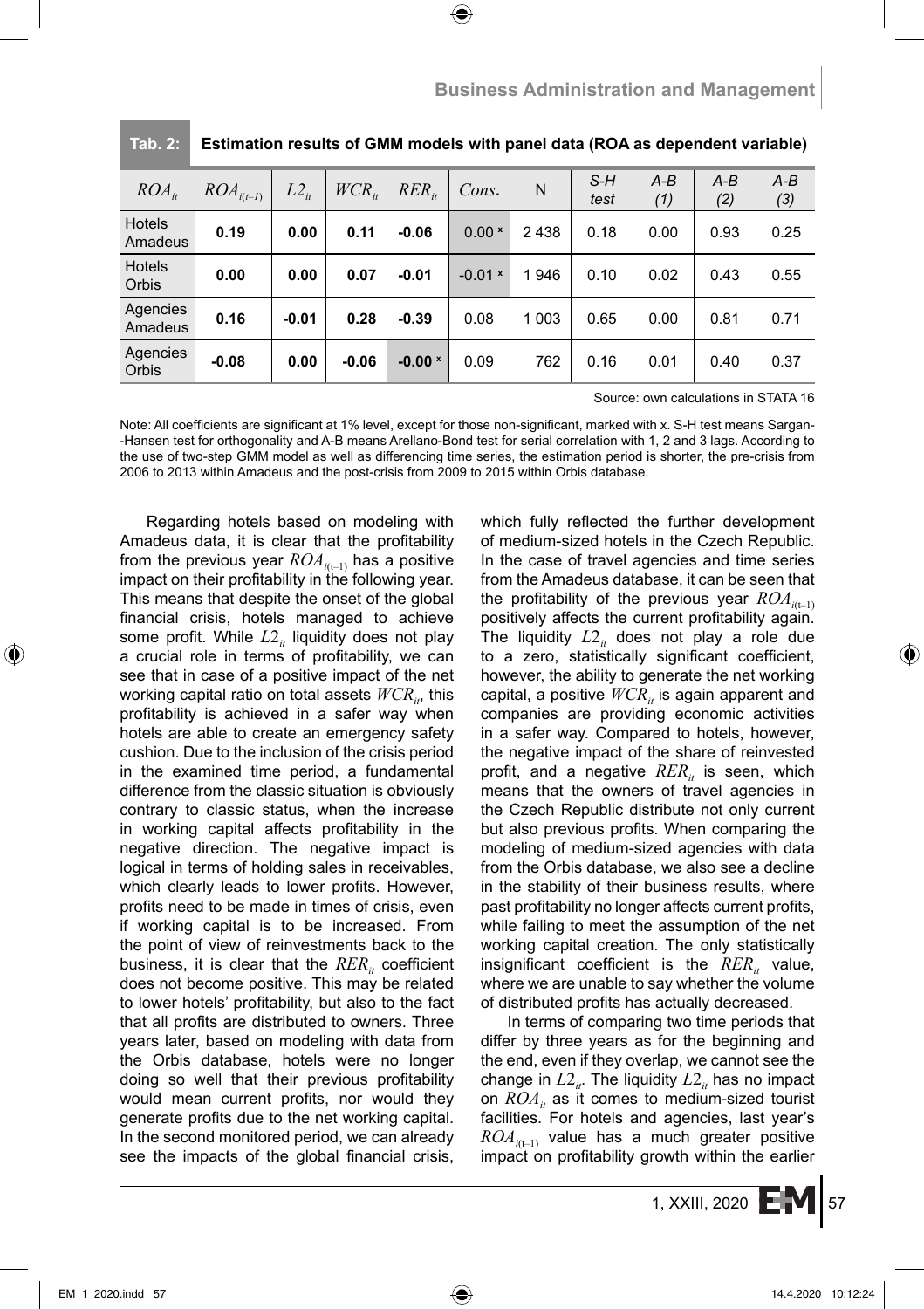**Tab. 2: Estimation results of GMM models with panel data (ROA as dependent variable)**

| $ROA_{it}$ | $ROA_{i(t-1)}$ | $L2_{it}$ | $WCR_{it}$ | $RER_{it}$ | $Cons.$ | N | S-H test | A-B (1) | A-B (2) | A-B (3) |
|---|---|---|---|---|---|---|---|---|---|---|
| Hotels Amadeus | **0.19** | **0.00** | **0.11** | **-0.06** | 0.00 ˣ | 2 438 | 0.18 | 0.00 | 0.93 | 0.25 |
| Hotels Orbis | **0.00** | **0.00** | **0.07** | **-0.01** | -0.01 ˣ | 1 946 | 0.10 | 0.02 | 0.43 | 0.55 |
| Agencies Amadeus | **0.16** | **-0.01** | **0.28** | **-0.39** | 0.08 | 1 003 | 0.65 | 0.00 | 0.81 | 0.71 |
| Agencies Orbis | **-0.08** | **0.00** | **-0.06** | **-0.00 ˣ** | 0.09 | 762 | 0.16 | 0.01 | 0.40 | 0.37 |

Source: own calculations in STATA 16

Note: All coefficients are significant at 1% level, except for those non-significant, marked with x. S-H test means Sargan--Hansen test for orthogonality and A-B means Arellano-Bond test for serial correlation with 1, 2 and 3 lags. According to the use of two-step GMM model as well as differencing time series, the estimation period is shorter, the pre-crisis from 2006 to 2013 within Amadeus and the post-crisis from 2009 to 2015 within Orbis database.

Regarding hotels based on modeling with Amadeus data, it is clear that the profitability from the previous year $ROA_{i(t-1)}$ has a positive impact on their profitability in the following year. This means that despite the onset of the global financial crisis, hotels managed to achieve some profit. While $L2_{it}$ liquidity does not play a crucial role in terms of profitability, we can see that in case of a positive impact of the net working capital ratio on total assets $WCR_{it}$, this profitability is achieved in a safer way when hotels are able to create an emergency safety cushion. Due to the inclusion of the crisis period in the examined time period, a fundamental difference from the classic situation is obviously contrary to classic status, when the increase in working capital affects profitability in the negative direction. The negative impact is logical in terms of holding sales in receivables, which clearly leads to lower profits. However, profits need to be made in times of crisis, even if working capital is to be increased. From the point of view of reinvestments back to the business, it is clear that the $RER_{it}$ coefficient does not become positive. This may be related to lower hotels' profitability, but also to the fact that all profits are distributed to owners. Three years later, based on modeling with data from the Orbis database, hotels were no longer doing so well that their previous profitability would mean current profits, nor would they generate profits due to the net working capital. In the second monitored period, we can already see the impacts of the global financial crisis, which fully reflected the further development of medium-sized hotels in the Czech Republic. In the case of travel agencies and time series from the Amadeus database, it can be seen that the profitability of the previous year $ROA_{i(t-1)}$ positively affects the current profitability again. The liquidity $L2_{it}$ does not play a role due to a zero, statistically significant coefficient, however, the ability to generate the net working capital, a positive $WCR_{it}$ is again apparent and companies are providing economic activities in a safer way. Compared to hotels, however, the negative impact of the share of reinvested profit, and a negative $RER_{it}$ is seen, which means that the owners of travel agencies in the Czech Republic distribute not only current but also previous profits. When comparing the modeling of medium-sized agencies with data from the Orbis database, we also see a decline in the stability of their business results, where past profitability no longer affects current profits, while failing to meet the assumption of the net working capital creation. The only statistically insignificant coefficient is the $RER_{it}$ value, where we are unable to say whether the volume of distributed profits has actually decreased.

In terms of comparing two time periods that differ by three years as for the beginning and the end, even if they overlap, we cannot see the change in $L2_{it}$. The liquidity $L2_{it}$ has no impact on $ROA_{it}$ as it comes to medium-sized tourist facilities. For hotels and agencies, last year's $ROA_{i(t-1)}$ value has a much greater positive impact on profitability growth within the earlier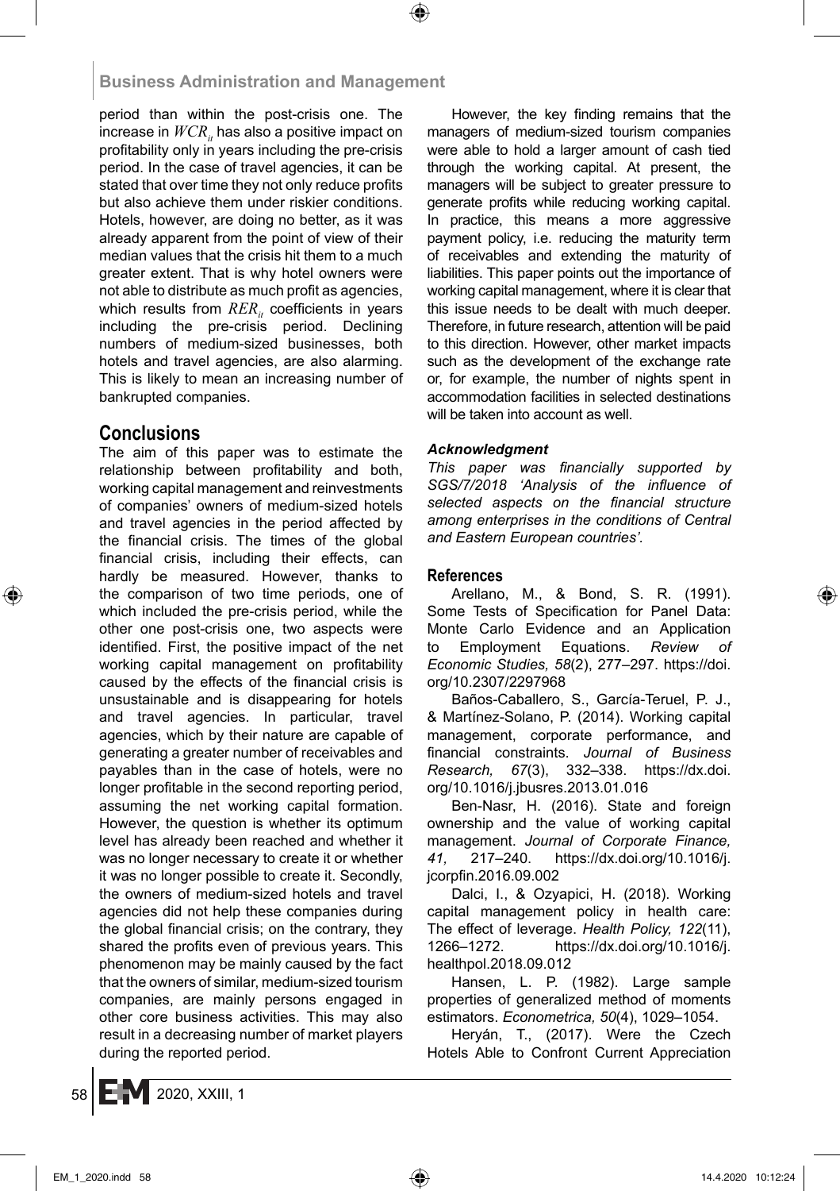period than within the post-crisis one. The increase in $WCR_{it}$ has also a positive impact on profitability only in years including the pre-crisis period. In the case of travel agencies, it can be stated that over time they not only reduce profits but also achieve them under riskier conditions. Hotels, however, are doing no better, as it was already apparent from the point of view of their median values that the crisis hit them to a much greater extent. That is why hotel owners were not able to distribute as much profit as agencies, which results from $RER_{it}$ coefficients in years including the pre-crisis period. Declining numbers of medium-sized businesses, both hotels and travel agencies, are also alarming. This is likely to mean an increasing number of bankrupted companies.

## Conclusions

The aim of this paper was to estimate the relationship between profitability and both, working capital management and reinvestments of companies' owners of medium-sized hotels and travel agencies in the period affected by the financial crisis. The times of the global financial crisis, including their effects, can hardly be measured. However, thanks to the comparison of two time periods, one of which included the pre-crisis period, while the other one post-crisis one, two aspects were identified. First, the positive impact of the net working capital management on profitability caused by the effects of the financial crisis is unsustainable and is disappearing for hotels and travel agencies. In particular, travel agencies, which by their nature are capable of generating a greater number of receivables and payables than in the case of hotels, were no longer profitable in the second reporting period, assuming the net working capital formation. However, the question is whether its optimum level has already been reached and whether it was no longer necessary to create it or whether it was no longer possible to create it. Secondly, the owners of medium-sized hotels and travel agencies did not help these companies during the global financial crisis; on the contrary, they shared the profits even of previous years. This phenomenon may be mainly caused by the fact that the owners of similar, medium-sized tourism companies, are mainly persons engaged in other core business activities. This may also result in a decreasing number of market players during the reported period.

However, the key finding remains that the managers of medium-sized tourism companies were able to hold a larger amount of cash tied through the working capital. At present, the managers will be subject to greater pressure to generate profits while reducing working capital. In practice, this means a more aggressive payment policy, i.e. reducing the maturity term of receivables and extending the maturity of liabilities. This paper points out the importance of working capital management, where it is clear that this issue needs to be dealt with much deeper. Therefore, in future research, attention will be paid to this direction. However, other market impacts such as the development of the exchange rate or, for example, the number of nights spent in accommodation facilities in selected destinations will be taken into account as well.

### *Acknowledgment*

*This paper was financially supported by SGS/7/2018 'Analysis of the influence of selected aspects on the financial structure among enterprises in the conditions of Central and Eastern European countries'.*

## References

Arellano, M., & Bond, S. R. (1991). Some Tests of Specification for Panel Data: Monte Carlo Evidence and an Application to Employment Equations. *Review of Economic Studies, 58*(2), 277–297. https://doi.org/10.2307/2297968

Baños-Caballero, S., García-Teruel, P. J., & Martínez-Solano, P. (2014). Working capital management, corporate performance, and financial constraints. *Journal of Business Research, 67*(3), 332–338. https://dx.doi.org/10.1016/j.jbusres.2013.01.016

Ben-Nasr, H. (2016). State and foreign ownership and the value of working capital management. *Journal of Corporate Finance, 41,* 217–240. https://dx.doi.org/10.1016/j.jcorpfin.2016.09.002

Dalci, I., & Ozyapici, H. (2018). Working capital management policy in health care: The effect of leverage. *Health Policy, 122*(11), 1266–1272. https://dx.doi.org/10.1016/j.healthpol.2018.09.012

Hansen, L. P. (1982). Large sample properties of generalized method of moments estimators. *Econometrica, 50*(4), 1029–1054.

Heryán, T., (2017). Were the Czech Hotels Able to Confront Current Appreciation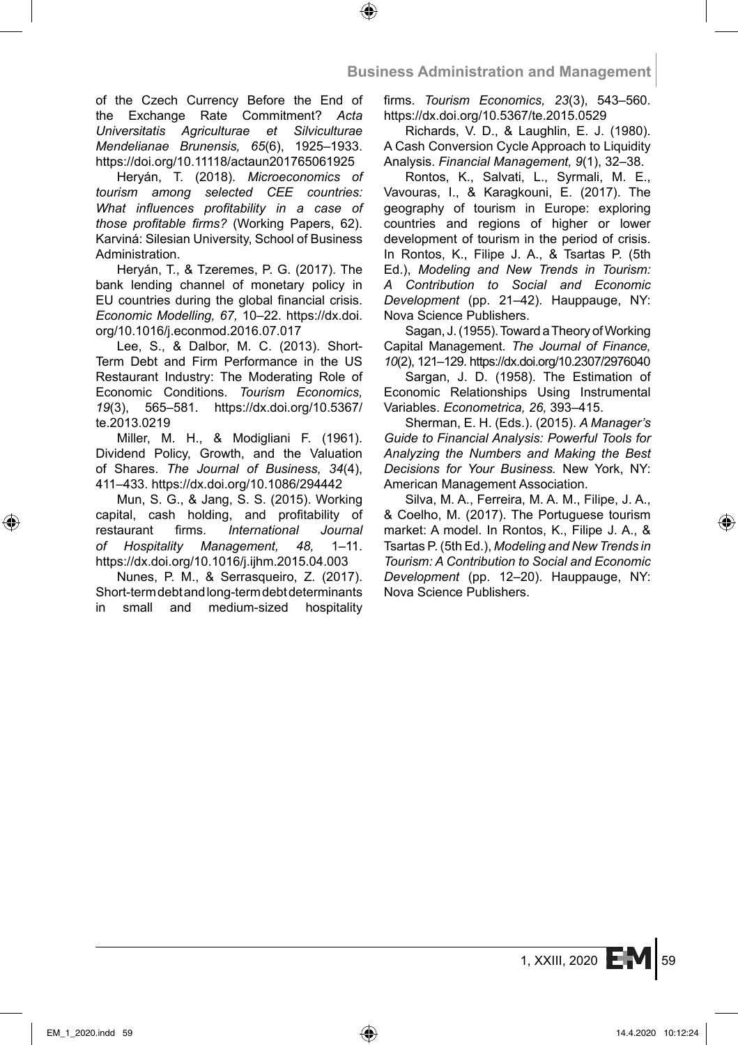of the Czech Currency Before the End of the Exchange Rate Commitment? *Acta Universitatis Agriculturae et Silviculturae Mendelianae Brunensis, 65*(6), 1925–1933. https://doi.org/10.11118/actaun201765061925

Heryán, T. (2018). *Microeconomics of tourism among selected CEE countries: What influences profitability in a case of those profitable firms?* (Working Papers, 62). Karviná: Silesian University, School of Business Administration.

Heryán, T., & Tzeremes, P. G. (2017). The bank lending channel of monetary policy in EU countries during the global financial crisis. *Economic Modelling, 67,* 10–22. https://dx.doi.org/10.1016/j.econmod.2016.07.017

Lee, S., & Dalbor, M. C. (2013). Short-Term Debt and Firm Performance in the US Restaurant Industry: The Moderating Role of Economic Conditions. *Tourism Economics, 19*(3), 565–581. https://dx.doi.org/10.5367/te.2013.0219

Miller, M. H., & Modigliani F. (1961). Dividend Policy, Growth, and the Valuation of Shares. *The Journal of Business, 34*(4), 411–433. https://dx.doi.org/10.1086/294442

Mun, S. G., & Jang, S. S. (2015). Working capital, cash holding, and profitability of restaurant firms. *International Journal of Hospitality Management, 48,* 1–11. https://dx.doi.org/10.1016/j.ijhm.2015.04.003

Nunes, P. M., & Serrasqueiro, Z. (2017). Short-term debt and long-term debt determinants in small and medium-sized hospitality firms. *Tourism Economics, 23*(3), 543–560. https://dx.doi.org/10.5367/te.2015.0529

Richards, V. D., & Laughlin, E. J. (1980). A Cash Conversion Cycle Approach to Liquidity Analysis. *Financial Management, 9*(1), 32–38.

Rontos, K., Salvati, L., Syrmali, M. E., Vavouras, I., & Karagkouni, E. (2017). The geography of tourism in Europe: exploring countries and regions of higher or lower development of tourism in the period of crisis. In Rontos, K., Filipe J. A., & Tsartas P. (5th Ed.), *Modeling and New Trends in Tourism: A Contribution to Social and Economic Development* (pp. 21–42). Hauppauge, NY: Nova Science Publishers.

Sagan, J. (1955). Toward a Theory of Working Capital Management. *The Journal of Finance, 10*(2), 121–129. https://dx.doi.org/10.2307/2976040

Sargan, J. D. (1958). The Estimation of Economic Relationships Using Instrumental Variables. *Econometrica, 26,* 393–415.

Sherman, E. H. (Eds.). (2015). *A Manager's Guide to Financial Analysis: Powerful Tools for Analyzing the Numbers and Making the Best Decisions for Your Business.* New York, NY: American Management Association.

Silva, M. A., Ferreira, M. A. M., Filipe, J. A., & Coelho, M. (2017). The Portuguese tourism market: A model. In Rontos, K., Filipe J. A., & Tsartas P. (5th Ed.), *Modeling and New Trends in Tourism: A Contribution to Social and Economic Development* (pp. 12–20). Hauppauge, NY: Nova Science Publishers.